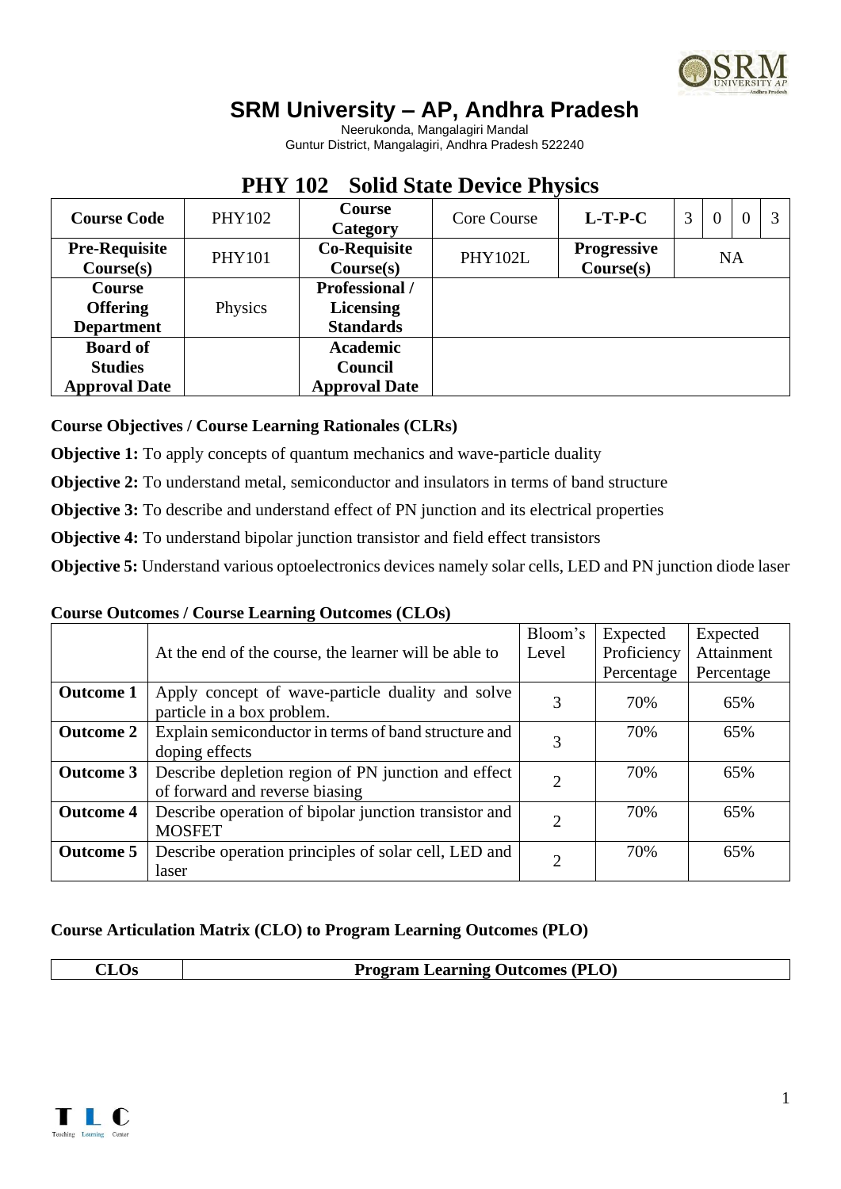# SRM University – AP, Andhra Pradesh

Neerukonda, Mangalagiri Mandal
Guntur District, Mangalagiri, Andhra Pradesh 522240

## PHY 102 Solid State Device Physics

| **Course Code** | PHY102 | **Course Category** | Core Course | **L-T-P-C** | 3 | 0 | 0 | 3 |
|---|---|---|---|---|---|---|---|---|
| **Pre-Requisite Course(s)** | PHY101 | **Co-Requisite Course(s)** | PHY102L | **Progressive Course(s)** | NA | | | |
| **Course Offering Department** | Physics | **Professional / Licensing Standards** | | | | | | |
| **Board of Studies Approval Date** | | **Academic Council Approval Date** | | | | | | |

**Course Objectives / Course Learning Rationales (CLRs)**

**Objective 1:** To apply concepts of quantum mechanics and wave-particle duality

**Objective 2:** To understand metal, semiconductor and insulators in terms of band structure

**Objective 3:** To describe and understand effect of PN junction and its electrical properties

**Objective 4:** To understand bipolar junction transistor and field effect transistors

**Objective 5:** Understand various optoelectronics devices namely solar cells, LED and PN junction diode laser

**Course Outcomes / Course Learning Outcomes (CLOs)**

| | At the end of the course, the learner will be able to | Bloom's Level | Expected Proficiency Percentage | Expected Attainment Percentage |
|---|---|---|---|---|
| **Outcome 1** | Apply concept of wave-particle duality and solve particle in a box problem. | 3 | 70% | 65% |
| **Outcome 2** | Explain semiconductor in terms of band structure and doping effects | 3 | 70% | 65% |
| **Outcome 3** | Describe depletion region of PN junction and effect of forward and reverse biasing | 2 | 70% | 65% |
| **Outcome 4** | Describe operation of bipolar junction transistor and MOSFET | 2 | 70% | 65% |
| **Outcome 5** | Describe operation principles of solar cell, LED and laser | 2 | 70% | 65% |

**Course Articulation Matrix (CLO) to Program Learning Outcomes (PLO)**

| **CLOs** | **Program Learning Outcomes (PLO)** |
|---|---|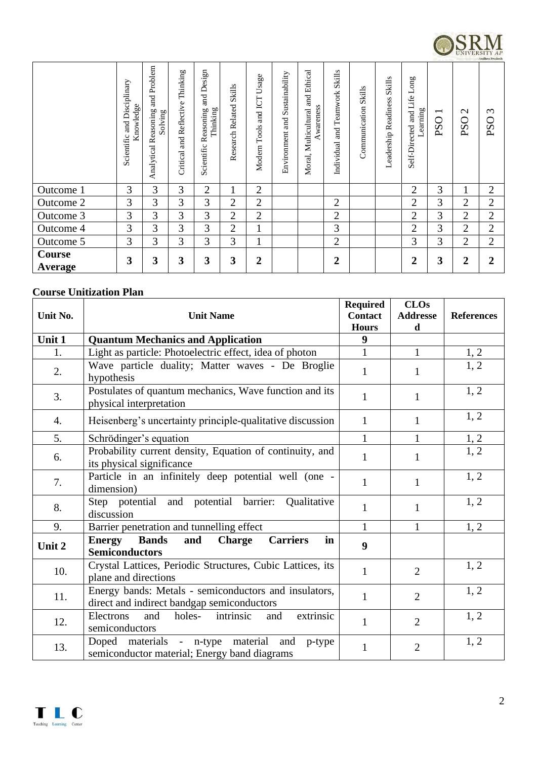| | Scientific and Disciplinary Knowledge | Analytical Reasoning and Problem Solving | Critical and Reflective Thinking | Scientific Reasoning and Design Thinking | Research Related Skills | Modern Tools and ICT Usage | Environment and Sustainability | Moral, Multicultural and Ethical Awareness | Individual and Teamwork Skills | Communication Skills | Leadership Readiness Skills | Self-Directed and Life Long Learning | PSO 1 | PSO 2 | PSO 3 |
|---|---|---|---|---|---|---|---|---|---|---|---|---|---|---|---|
| Outcome 1 | 3 | 3 | 3 | 2 | 1 | 2 | | | | | | 2 | 3 | 1 | 2 |
| Outcome 2 | 3 | 3 | 3 | 3 | 2 | 2 | | | 2 | | | 2 | 3 | 2 | 2 |
| Outcome 3 | 3 | 3 | 3 | 3 | 2 | 2 | | | 2 | | | 2 | 3 | 2 | 2 |
| Outcome 4 | 3 | 3 | 3 | 3 | 2 | 1 | | | 3 | | | 2 | 3 | 2 | 2 |
| Outcome 5 | 3 | 3 | 3 | 3 | 3 | 1 | | | 2 | | | 3 | 3 | 2 | 2 |
| **Course Average** | **3** | **3** | **3** | **3** | **3** | **2** | | | **2** | | | **2** | **3** | **2** | **2** |

### Course Unitization Plan

| Unit No. | Unit Name | Required Contact Hours | CLOs Addressed | References |
|---|---|---|---|---|
| **Unit 1** | **Quantum Mechanics and Application** | **9** | | |
| 1. | Light as particle: Photoelectric effect, idea of photon | 1 | 1 | 1, 2 |
| 2. | Wave particle duality; Matter waves - De Broglie hypothesis | 1 | 1 | 1, 2 |
| 3. | Postulates of quantum mechanics, Wave function and its physical interpretation | 1 | 1 | 1, 2 |
| 4. | Heisenberg's uncertainty principle-qualitative discussion | 1 | 1 | 1, 2 |
| 5. | Schrödinger's equation | 1 | 1 | 1, 2 |
| 6. | Probability current density, Equation of continuity, and its physical significance | 1 | 1 | 1, 2 |
| 7. | Particle in an infinitely deep potential well (one - dimension) | 1 | 1 | 1, 2 |
| 8. | Step potential and potential barrier: Qualitative discussion | 1 | 1 | 1, 2 |
| 9. | Barrier penetration and tunnelling effect | 1 | 1 | 1, 2 |
| **Unit 2** | **Energy Bands and Charge Carriers in Semiconductors** | **9** | | |
| 10. | Crystal Lattices, Periodic Structures, Cubic Lattices, its plane and directions | 1 | 2 | 1, 2 |
| 11. | Energy bands: Metals - semiconductors and insulators, direct and indirect bandgap semiconductors | 1 | 2 | 1, 2 |
| 12. | Electrons and holes- intrinsic and extrinsic semiconductors | 1 | 2 | 1, 2 |
| 13. | Doped materials - n-type material and p-type semiconductor material; Energy band diagrams | 1 | 2 | 1, 2 |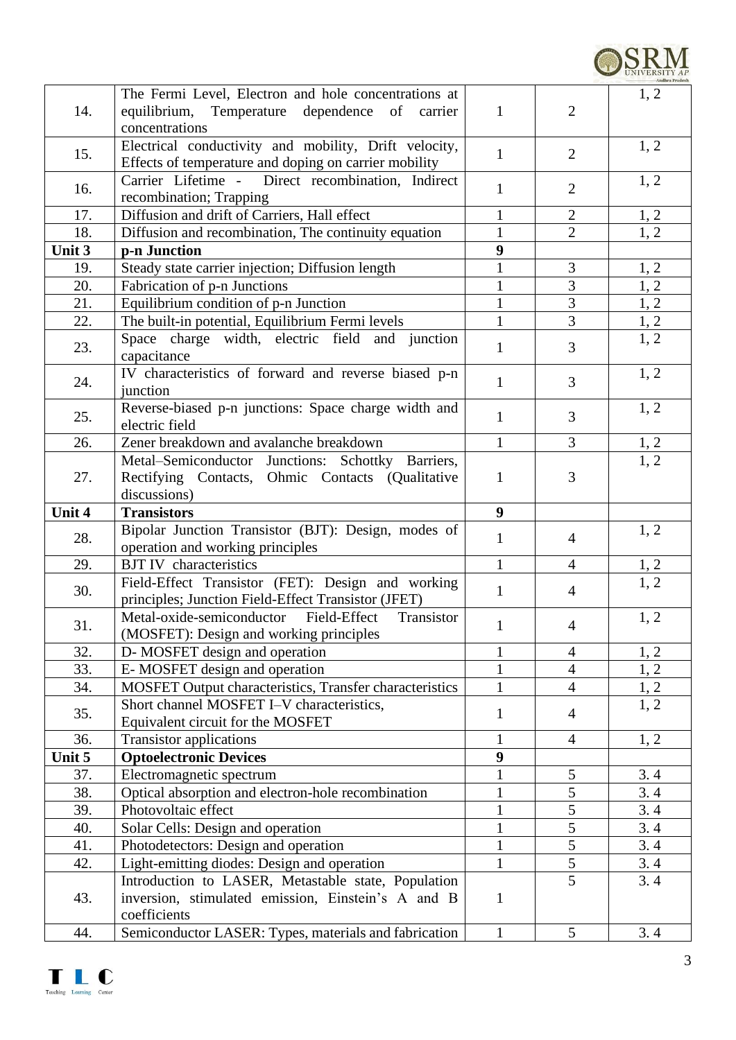| | | | | |
|---|---|---|---|---|
| 14. | The Fermi Level, Electron and hole concentrations at equilibrium, Temperature dependence of carrier concentrations | 1 | 2 | 1, 2 |
| 15. | Electrical conductivity and mobility, Drift velocity, Effects of temperature and doping on carrier mobility | 1 | 2 | 1, 2 |
| 16. | Carrier Lifetime - Direct recombination, Indirect recombination; Trapping | 1 | 2 | 1, 2 |
| 17. | Diffusion and drift of Carriers, Hall effect | 1 | 2 | 1, 2 |
| 18. | Diffusion and recombination, The continuity equation | 1 | 2 | 1, 2 |
| **Unit 3** | **p-n Junction** | **9** | | |
| 19. | Steady state carrier injection; Diffusion length | 1 | 3 | 1, 2 |
| 20. | Fabrication of p-n Junctions | 1 | 3 | 1, 2 |
| 21. | Equilibrium condition of p-n Junction | 1 | 3 | 1, 2 |
| 22. | The built-in potential, Equilibrium Fermi levels | 1 | 3 | 1, 2 |
| 23. | Space charge width, electric field and junction capacitance | 1 | 3 | 1, 2 |
| 24. | IV characteristics of forward and reverse biased p-n junction | 1 | 3 | 1, 2 |
| 25. | Reverse-biased p-n junctions: Space charge width and electric field | 1 | 3 | 1, 2 |
| 26. | Zener breakdown and avalanche breakdown | 1 | 3 | 1, 2 |
| 27. | Metal–Semiconductor Junctions: Schottky Barriers, Rectifying Contacts, Ohmic Contacts (Qualitative discussions) | 1 | 3 | 1, 2 |
| **Unit 4** | **Transistors** | **9** | | |
| 28. | Bipolar Junction Transistor (BJT): Design, modes of operation and working principles | 1 | 4 | 1, 2 |
| 29. | BJT IV characteristics | 1 | 4 | 1, 2 |
| 30. | Field-Effect Transistor (FET): Design and working principles; Junction Field-Effect Transistor (JFET) | 1 | 4 | 1, 2 |
| 31. | Metal-oxide-semiconductor Field-Effect Transistor (MOSFET): Design and working principles | 1 | 4 | 1, 2 |
| 32. | D- MOSFET design and operation | 1 | 4 | 1, 2 |
| 33. | E- MOSFET design and operation | 1 | 4 | 1, 2 |
| 34. | MOSFET Output characteristics, Transfer characteristics | 1 | 4 | 1, 2 |
| 35. | Short channel MOSFET I–V characteristics, Equivalent circuit for the MOSFET | 1 | 4 | 1, 2 |
| 36. | Transistor applications | 1 | 4 | 1, 2 |
| **Unit 5** | **Optoelectronic Devices** | **9** | | |
| 37. | Electromagnetic spectrum | 1 | 5 | 3. 4 |
| 38. | Optical absorption and electron-hole recombination | 1 | 5 | 3. 4 |
| 39. | Photovoltaic effect | 1 | 5 | 3. 4 |
| 40. | Solar Cells: Design and operation | 1 | 5 | 3. 4 |
| 41. | Photodetectors: Design and operation | 1 | 5 | 3. 4 |
| 42. | Light-emitting diodes: Design and operation | 1 | 5 | 3. 4 |
| 43. | Introduction to LASER, Metastable state, Population inversion, stimulated emission, Einstein's A and B coefficients | 1 | 5 | 3. 4 |
| 44. | Semiconductor LASER: Types, materials and fabrication | 1 | 5 | 3. 4 |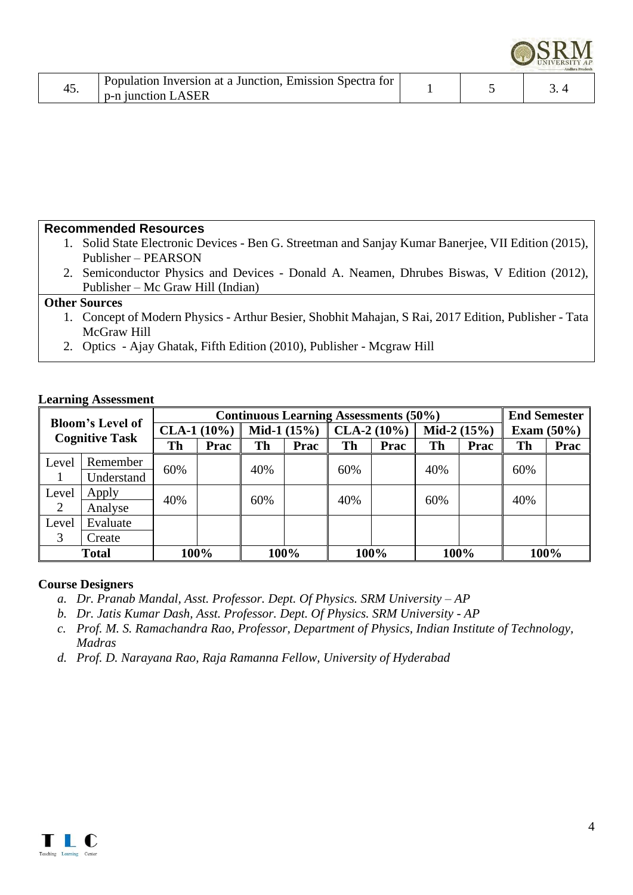| | | | | |
|---|---|---|---|---|
| 45. | Population Inversion at a Junction, Emission Spectra for p-n junction LASER | 1 | 5 | 3. 4 |

**Recommended Resources**

1. Solid State Electronic Devices - Ben G. Streetman and Sanjay Kumar Banerjee, VII Edition (2015), Publisher – PEARSON
2. Semiconductor Physics and Devices - Donald A. Neamen, Dhrubes Biswas, V Edition (2012), Publisher – Mc Graw Hill (Indian)

**Other Sources**

1. Concept of Modern Physics - Arthur Besier, Shobhit Mahajan, S Rai, 2017 Edition, Publisher - Tata McGraw Hill
2. Optics - Ajay Ghatak, Fifth Edition (2010), Publisher - Mcgraw Hill

**Learning Assessment**

| Bloom's Level of Cognitive Task | | Continuous Learning Assessments (50%) | | | | | | | | End Semester Exam (50%) | |
|---|---|---|---|---|---|---|---|---|---|---|---|
| | | CLA-1 (10%) | | Mid-1 (15%) | | CLA-2 (10%) | | Mid-2 (15%) | | | |
| | | Th | Prac | Th | Prac | Th | Prac | Th | Prac | Th | Prac |
| Level 1 | Remember / Understand | 60% | | 40% | | 60% | | 40% | | 60% | |
| Level 2 | Apply / Analyse | 40% | | 60% | | 40% | | 60% | | 40% | |
| Level 3 | Evaluate / Create | | | | | | | | | | |
| Total | | 100% | | 100% | | 100% | | 100% | | 100% | |

**Course Designers**

a. *Dr. Pranab Mandal, Asst. Professor. Dept. Of Physics. SRM University – AP*
b. *Dr. Jatis Kumar Dash, Asst. Professor. Dept. Of Physics. SRM University - AP*
c. *Prof. M. S. Ramachandra Rao, Professor, Department of Physics, Indian Institute of Technology, Madras*
d. *Prof. D. Narayana Rao, Raja Ramanna Fellow, University of Hyderabad*